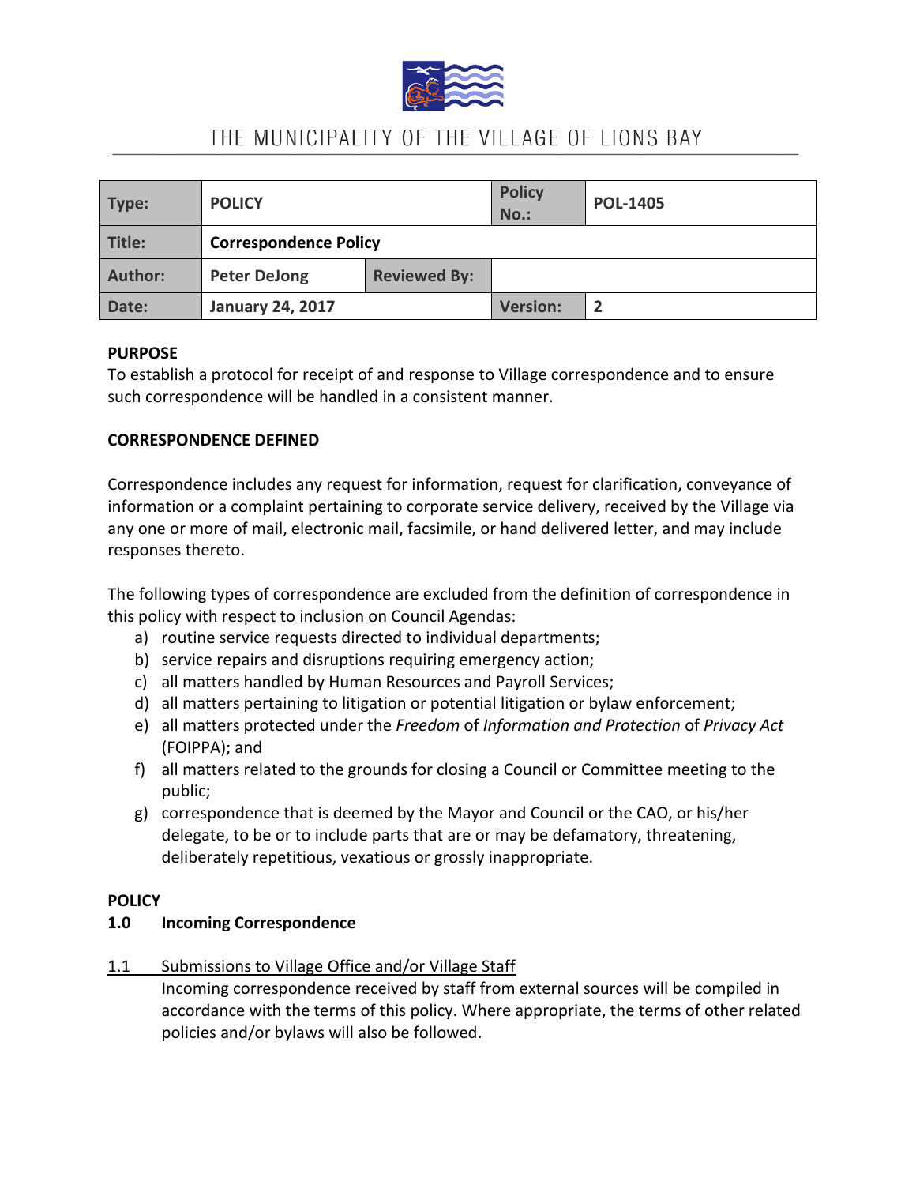# THE MUNICIPALITY OF THE VILLAGE OF LIONS BAY

| Type: | POLICY | | Policy No.: | POL-1405 |
|---|---|---|---|---|
| Title: | Correspondence Policy | | | |
| Author: | Peter DeJong | Reviewed By: | | |
| Date: | January 24, 2017 | | Version: | 2 |

**PURPOSE**
To establish a protocol for receipt of and response to Village correspondence and to ensure such correspondence will be handled in a consistent manner.

**CORRESPONDENCE DEFINED**

Correspondence includes any request for information, request for clarification, conveyance of information or a complaint pertaining to corporate service delivery, received by the Village via any one or more of mail, electronic mail, facsimile, or hand delivered letter, and may include responses thereto.

The following types of correspondence are excluded from the definition of correspondence in this policy with respect to inclusion on Council Agendas:

a) routine service requests directed to individual departments;
b) service repairs and disruptions requiring emergency action;
c) all matters handled by Human Resources and Payroll Services;
d) all matters pertaining to litigation or potential litigation or bylaw enforcement;
e) all matters protected under the *Freedom* of *Information and Protection* of *Privacy Act* (FOIPPA); and
f) all matters related to the grounds for closing a Council or Committee meeting to the public;
g) correspondence that is deemed by the Mayor and Council or the CAO, or his/her delegate, to be or to include parts that are or may be defamatory, threatening, deliberately repetitious, vexatious or grossly inappropriate.

**POLICY**

**1.0 Incoming Correspondence**

1.1 Submissions to Village Office and/or Village Staff

Incoming correspondence received by staff from external sources will be compiled in accordance with the terms of this policy. Where appropriate, the terms of other related policies and/or bylaws will also be followed.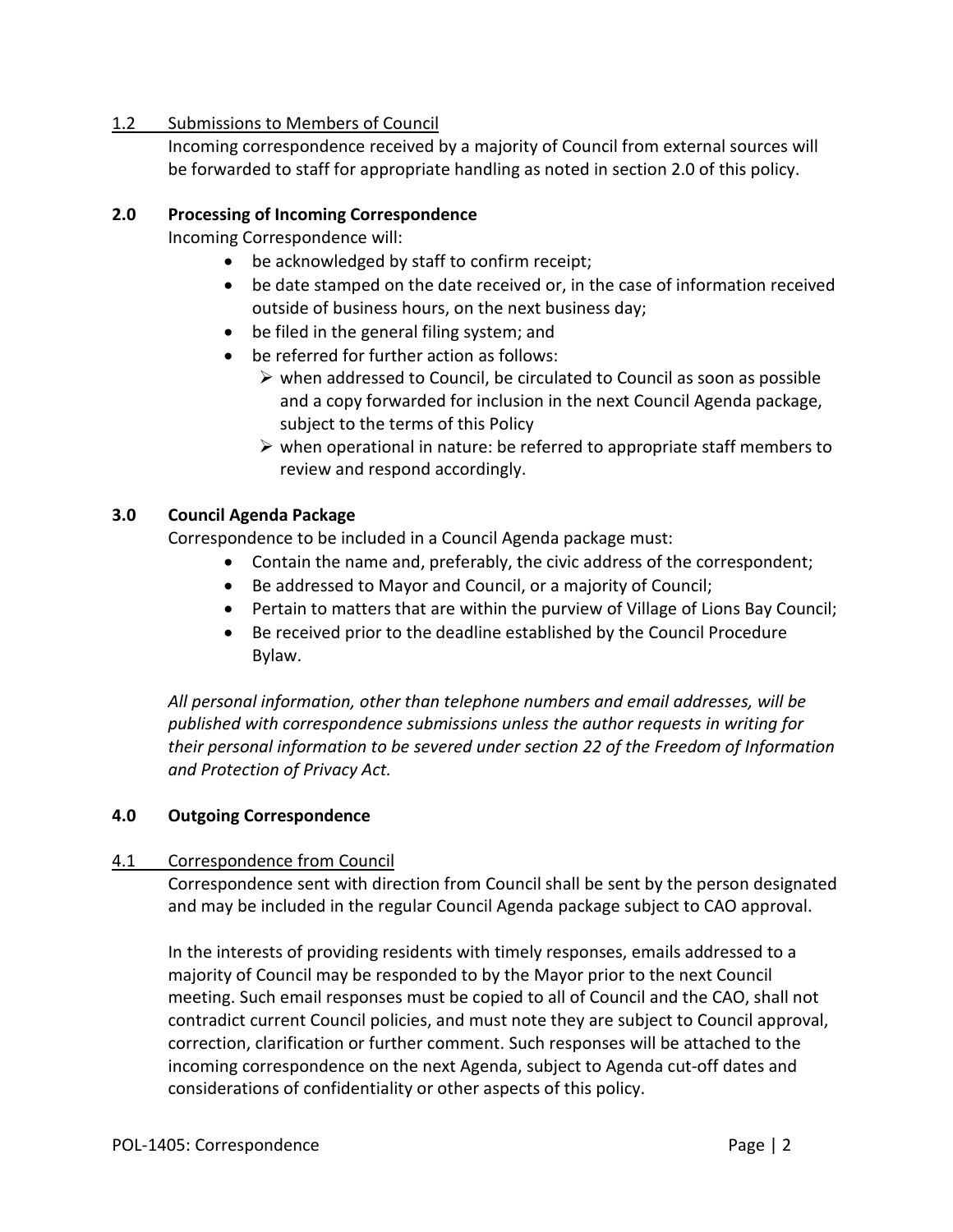### 1.2 Submissions to Members of Council

Incoming correspondence received by a majority of Council from external sources will be forwarded to staff for appropriate handling as noted in section 2.0 of this policy.

## 2.0 Processing of Incoming Correspondence

Incoming Correspondence will:

- be acknowledged by staff to confirm receipt;
- be date stamped on the date received or, in the case of information received outside of business hours, on the next business day;
- be filed in the general filing system; and
- be referred for further action as follows:
  - when addressed to Council, be circulated to Council as soon as possible and a copy forwarded for inclusion in the next Council Agenda package, subject to the terms of this Policy
  - when operational in nature: be referred to appropriate staff members to review and respond accordingly.

## 3.0 Council Agenda Package

Correspondence to be included in a Council Agenda package must:

- Contain the name and, preferably, the civic address of the correspondent;
- Be addressed to Mayor and Council, or a majority of Council;
- Pertain to matters that are within the purview of Village of Lions Bay Council;
- Be received prior to the deadline established by the Council Procedure Bylaw.

*All personal information, other than telephone numbers and email addresses, will be published with correspondence submissions unless the author requests in writing for their personal information to be severed under section 22 of the Freedom of Information and Protection of Privacy Act.*

## 4.0 Outgoing Correspondence

### 4.1 Correspondence from Council

Correspondence sent with direction from Council shall be sent by the person designated and may be included in the regular Council Agenda package subject to CAO approval.

In the interests of providing residents with timely responses, emails addressed to a majority of Council may be responded to by the Mayor prior to the next Council meeting. Such email responses must be copied to all of Council and the CAO, shall not contradict current Council policies, and must note they are subject to Council approval, correction, clarification or further comment. Such responses will be attached to the incoming correspondence on the next Agenda, subject to Agenda cut-off dates and considerations of confidentiality or other aspects of this policy.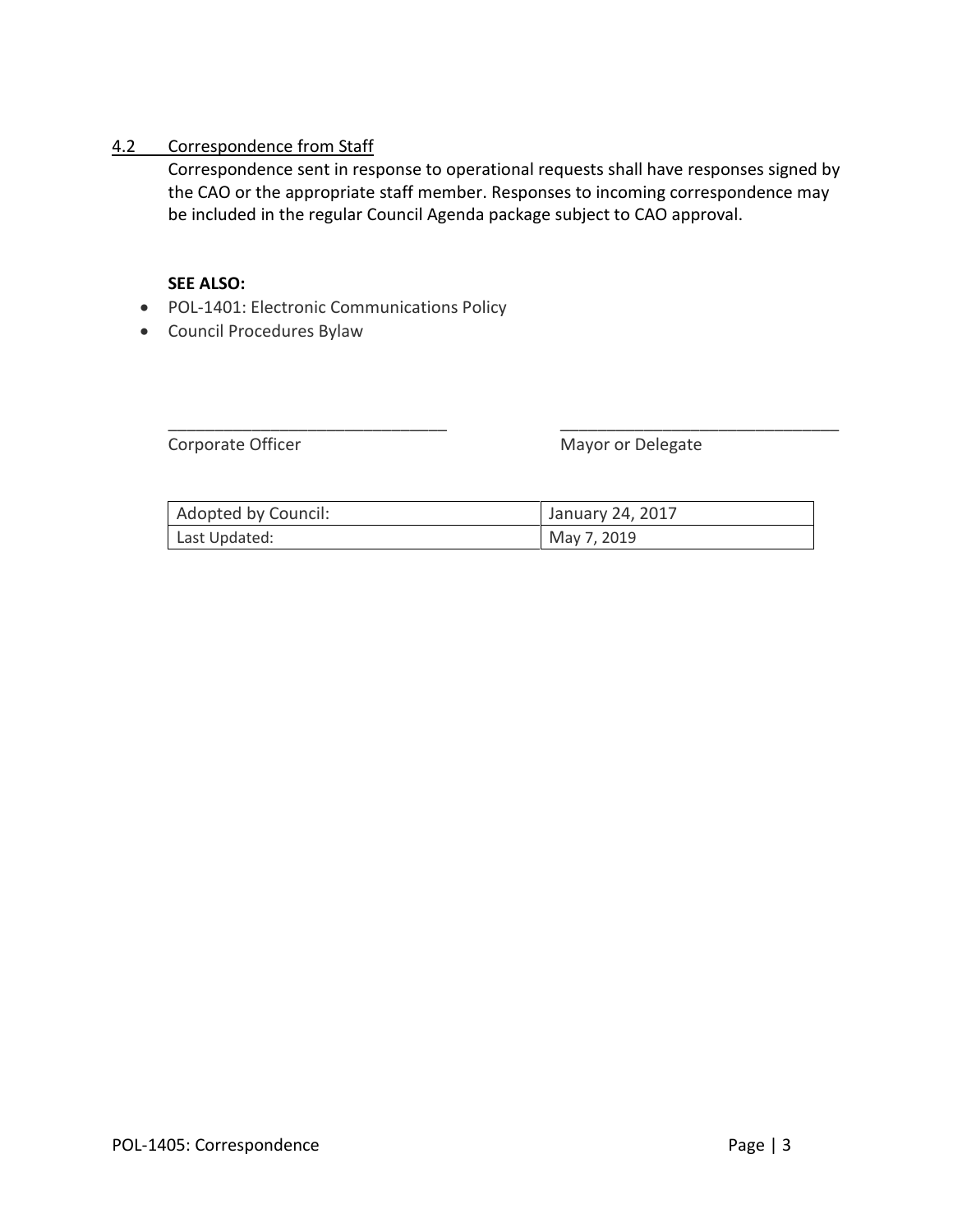### 4.2 Correspondence from Staff

Correspondence sent in response to operational requests shall have responses signed by the CAO or the appropriate staff member. Responses to incoming correspondence may be included in the regular Council Agenda package subject to CAO approval.

**SEE ALSO:**

- POL-1401: Electronic Communications Policy
- Council Procedures Bylaw

_______________________________ _______________________________

Corporate Officer Mayor or Delegate

| | |
|---|---|
| Adopted by Council: | January 24, 2017 |
| Last Updated: | May 7, 2019 |